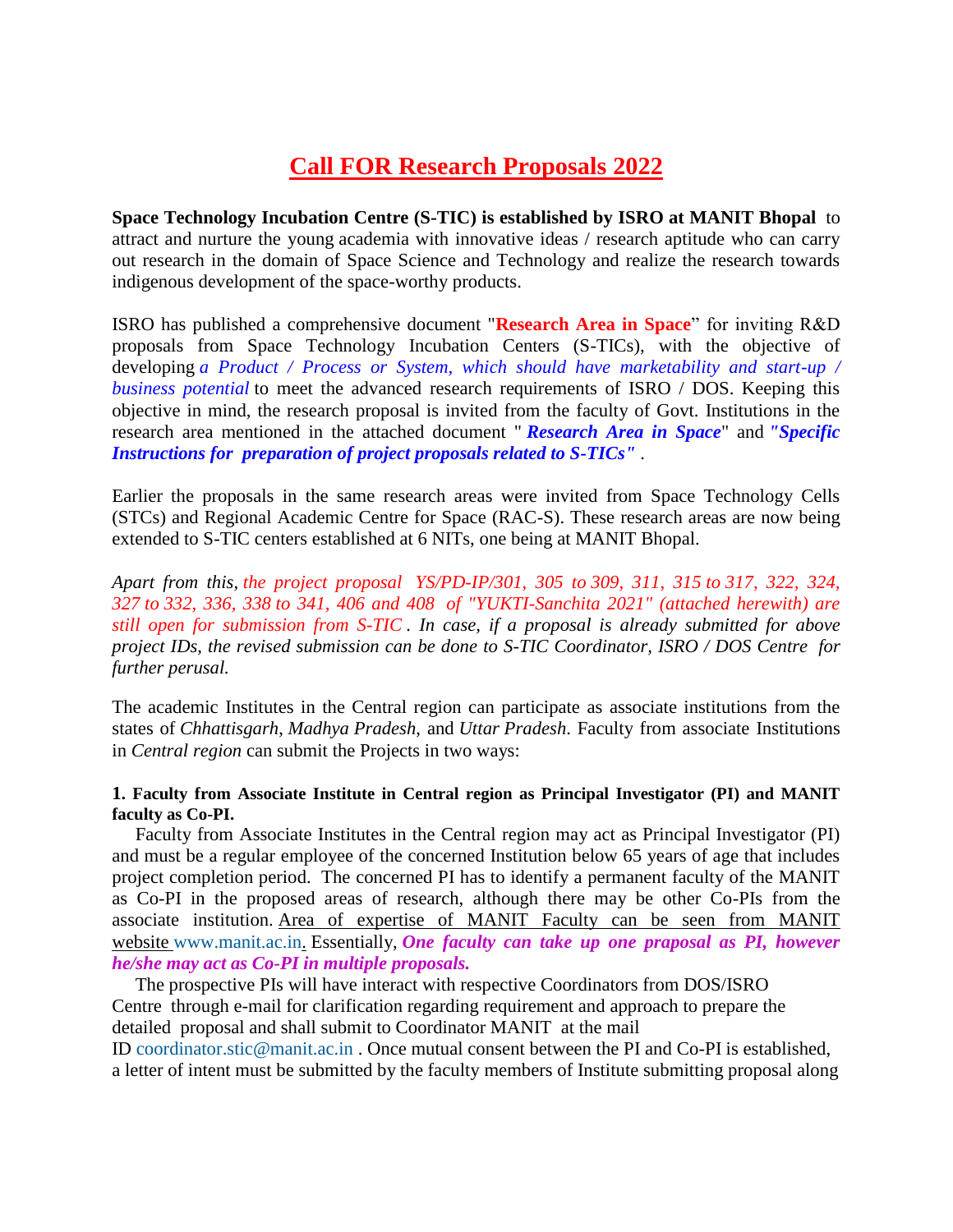# Call FOR Research Proposals 2022

**Space Technology Incubation Centre (S-TIC) is established by ISRO at MANIT Bhopal** to attract and nurture the young academia with innovative ideas / research aptitude who can carry out research in the domain of Space Science and Technology and realize the research towards indigenous development of the space-worthy products.

ISRO has published a comprehensive document "**Research Area in Space**" for inviting R&D proposals from Space Technology Incubation Centers (S-TICs), with the objective of developing *a Product / Process or System, which should have marketability and start-up / business potential* to meet the advanced research requirements of ISRO / DOS. Keeping this objective in mind, the research proposal is invited from the faculty of Govt. Institutions in the research area mentioned in the attached document " ***Research Area in Space***" and ***"Specific Instructions for preparation of project proposals related to S-TICs"*** .

Earlier the proposals in the same research areas were invited from Space Technology Cells (STCs) and Regional Academic Centre for Space (RAC-S). These research areas are now being extended to S-TIC centers established at 6 NITs, one being at MANIT Bhopal.

*Apart from this, the project proposal YS/PD-IP/301, 305 to 309, 311, 315 to 317, 322, 324, 327 to 332, 336, 338 to 341, 406 and 408 of "YUKTI-Sanchita 2021" (attached herewith) are still open for submission from S-TIC . In case, if a proposal is already submitted for above project IDs, the revised submission can be done to S-TIC Coordinator, ISRO / DOS Centre for further perusal.*

The academic Institutes in the Central region can participate as associate institutions from the states of *Chhattisgarh*, *Madhya Pradesh*, and *Uttar Pradesh*. Faculty from associate Institutions in *Central region* can submit the Projects in two ways:

**1. Faculty from Associate Institute in Central region as Principal Investigator (PI) and MANIT faculty as Co-PI.**

Faculty from Associate Institutes in the Central region may act as Principal Investigator (PI) and must be a regular employee of the concerned Institution below 65 years of age that includes project completion period. The concerned PI has to identify a permanent faculty of the MANIT as Co-PI in the proposed areas of research, although there may be other Co-PIs from the associate institution. Area of expertise of MANIT Faculty can be seen from MANIT website www.manit.ac.in. Essentially, ***One faculty can take up one praposal as PI, however he/she may act as Co-PI in multiple proposals.***

The prospective PIs will have interact with respective Coordinators from DOS/ISRO Centre through e-mail for clarification regarding requirement and approach to prepare the detailed proposal and shall submit to Coordinator MANIT at the mail ID coordinator.stic@manit.ac.in . Once mutual consent between the PI and Co-PI is established, a letter of intent must be submitted by the faculty members of Institute submitting proposal along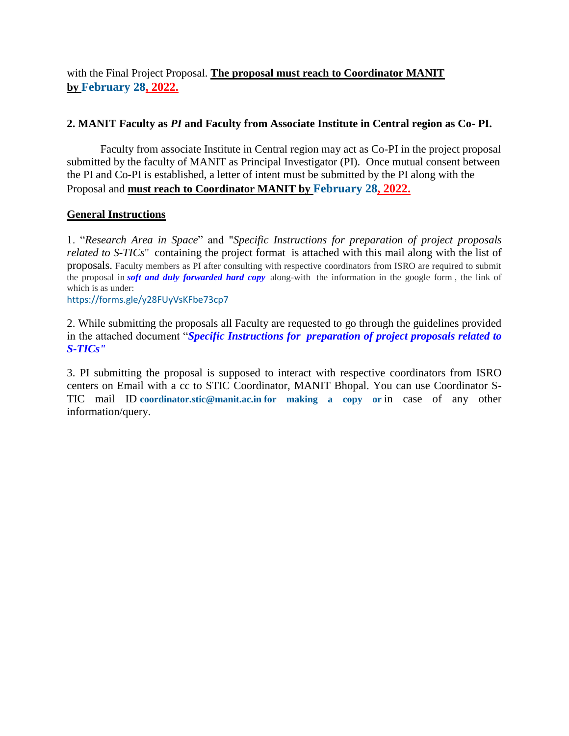with the Final Project Proposal. **The proposal must reach to Coordinator MANIT by February 28, 2022.**

**2. MANIT Faculty as *PI* and Faculty from Associate Institute in Central region as Co- PI.**

Faculty from associate Institute in Central region may act as Co-PI in the project proposal submitted by the faculty of MANIT as Principal Investigator (PI). Once mutual consent between the PI and Co-PI is established, a letter of intent must be submitted by the PI along with the Proposal and **must reach to Coordinator MANIT by February 28, 2022.**

## General Instructions

1. "*Research Area in Space*" and "*Specific Instructions for preparation of project proposals related to S-TICs*" containing the project format is attached with this mail along with the list of proposals. Faculty members as PI after consulting with respective coordinators from ISRO are required to submit the proposal in ***soft and duly forwarded hard copy*** along-with the information in the google form , the link of which is as under:
https://forms.gle/y28FUyVsKFbe73cp7

2. While submitting the proposals all Faculty are requested to go through the guidelines provided in the attached document "***Specific Instructions for preparation of project proposals related to S-TICs"***

3. PI submitting the proposal is supposed to interact with respective coordinators from ISRO centers on Email with a cc to STIC Coordinator, MANIT Bhopal. You can use Coordinator S-TIC mail ID **coordinator.stic@manit.ac.in for making a copy or** in case of any other information/query.